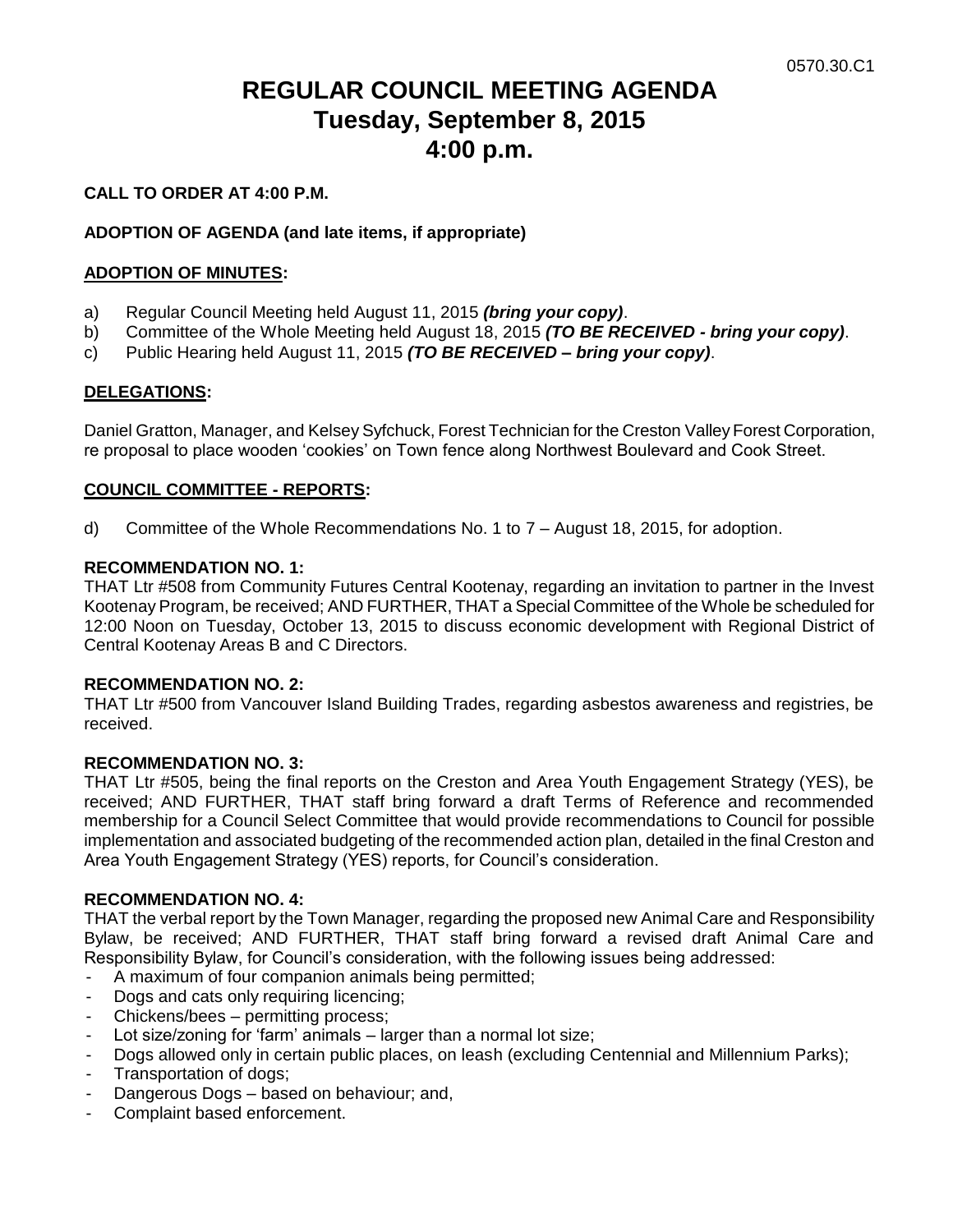0570.30.C1

# REGULAR COUNCIL MEETING AGENDA
# Tuesday, September 8, 2015
# 4:00 p.m.

**CALL TO ORDER AT 4:00 P.M.**

**ADOPTION OF AGENDA (and late items, if appropriate)**

**ADOPTION OF MINUTES:**

a) Regular Council Meeting held August 11, 2015 ***(bring your copy)***.
b) Committee of the Whole Meeting held August 18, 2015 ***(TO BE RECEIVED - bring your copy)***.
c) Public Hearing held August 11, 2015 ***(TO BE RECEIVED – bring your copy)***.

**DELEGATIONS:**

Daniel Gratton, Manager, and Kelsey Syfchuck, Forest Technician for the Creston Valley Forest Corporation, re proposal to place wooden 'cookies' on Town fence along Northwest Boulevard and Cook Street.

**COUNCIL COMMITTEE - REPORTS:**

d) Committee of the Whole Recommendations No. 1 to 7 – August 18, 2015, for adoption.

**RECOMMENDATION NO. 1:**
THAT Ltr #508 from Community Futures Central Kootenay, regarding an invitation to partner in the Invest Kootenay Program, be received; AND FURTHER, THAT a Special Committee of the Whole be scheduled for 12:00 Noon on Tuesday, October 13, 2015 to discuss economic development with Regional District of Central Kootenay Areas B and C Directors.

**RECOMMENDATION NO. 2:**
THAT Ltr #500 from Vancouver Island Building Trades, regarding asbestos awareness and registries, be received.

**RECOMMENDATION NO. 3:**
THAT Ltr #505, being the final reports on the Creston and Area Youth Engagement Strategy (YES), be received; AND FURTHER, THAT staff bring forward a draft Terms of Reference and recommended membership for a Council Select Committee that would provide recommendations to Council for possible implementation and associated budgeting of the recommended action plan, detailed in the final Creston and Area Youth Engagement Strategy (YES) reports, for Council's consideration.

**RECOMMENDATION NO. 4:**
THAT the verbal report by the Town Manager, regarding the proposed new Animal Care and Responsibility Bylaw, be received; AND FURTHER, THAT staff bring forward a revised draft Animal Care and Responsibility Bylaw, for Council's consideration, with the following issues being addressed:

- A maximum of four companion animals being permitted;
- Dogs and cats only requiring licencing;
- Chickens/bees – permitting process;
- Lot size/zoning for 'farm' animals – larger than a normal lot size;
- Dogs allowed only in certain public places, on leash (excluding Centennial and Millennium Parks);
- Transportation of dogs;
- Dangerous Dogs – based on behaviour; and,
- Complaint based enforcement.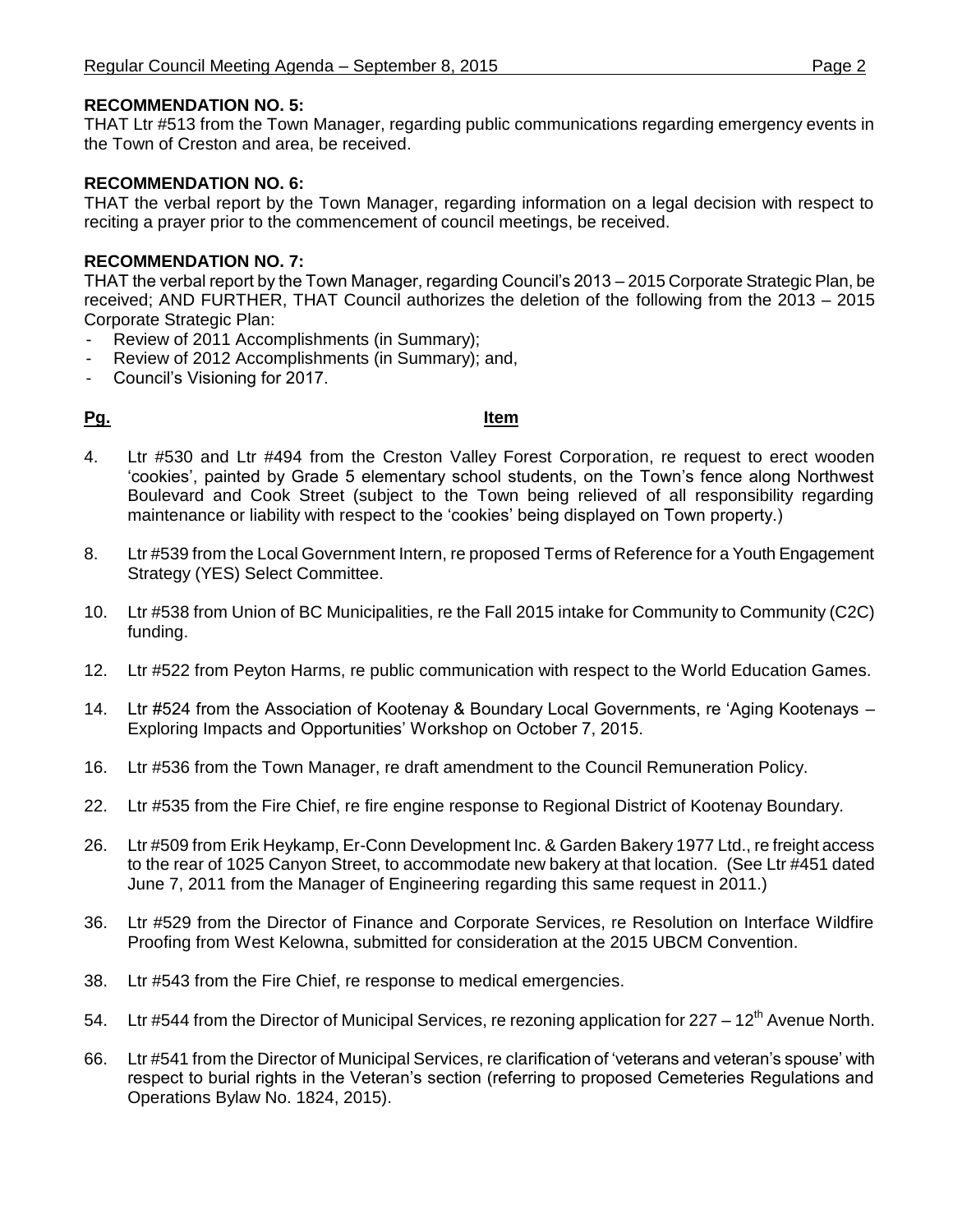**RECOMMENDATION NO. 5:**
THAT Ltr #513 from the Town Manager, regarding public communications regarding emergency events in the Town of Creston and area, be received.

**RECOMMENDATION NO. 6:**
THAT the verbal report by the Town Manager, regarding information on a legal decision with respect to reciting a prayer prior to the commencement of council meetings, be received.

**RECOMMENDATION NO. 7:**
THAT the verbal report by the Town Manager, regarding Council's 2013 – 2015 Corporate Strategic Plan, be received; AND FURTHER, THAT Council authorizes the deletion of the following from the 2013 – 2015 Corporate Strategic Plan:

- Review of 2011 Accomplishments (in Summary);
- Review of 2012 Accomplishments (in Summary); and,
- Council's Visioning for 2017.

| Pg. | Item |
|---|---|
| 4. | Ltr #530 and Ltr #494 from the Creston Valley Forest Corporation, re request to erect wooden 'cookies', painted by Grade 5 elementary school students, on the Town's fence along Northwest Boulevard and Cook Street (subject to the Town being relieved of all responsibility regarding maintenance or liability with respect to the 'cookies' being displayed on Town property.) |
| 8. | Ltr #539 from the Local Government Intern, re proposed Terms of Reference for a Youth Engagement Strategy (YES) Select Committee. |
| 10. | Ltr #538 from Union of BC Municipalities, re the Fall 2015 intake for Community to Community (C2C) funding. |
| 12. | Ltr #522 from Peyton Harms, re public communication with respect to the World Education Games. |
| 14. | Ltr #524 from the Association of Kootenay & Boundary Local Governments, re 'Aging Kootenays – Exploring Impacts and Opportunities' Workshop on October 7, 2015. |
| 16. | Ltr #536 from the Town Manager, re draft amendment to the Council Remuneration Policy. |
| 22. | Ltr #535 from the Fire Chief, re fire engine response to Regional District of Kootenay Boundary. |
| 26. | Ltr #509 from Erik Heykamp, Er-Conn Development Inc. & Garden Bakery 1977 Ltd., re freight access to the rear of 1025 Canyon Street, to accommodate new bakery at that location. (See Ltr #451 dated June 7, 2011 from the Manager of Engineering regarding this same request in 2011.) |
| 36. | Ltr #529 from the Director of Finance and Corporate Services, re Resolution on Interface Wildfire Proofing from West Kelowna, submitted for consideration at the 2015 UBCM Convention. |
| 38. | Ltr #543 from the Fire Chief, re response to medical emergencies. |
| 54. | Ltr #544 from the Director of Municipal Services, re rezoning application for 227 – 12th Avenue North. |
| 66. | Ltr #541 from the Director of Municipal Services, re clarification of 'veterans and veteran's spouse' with respect to burial rights in the Veteran's section (referring to proposed Cemeteries Regulations and Operations Bylaw No. 1824, 2015). |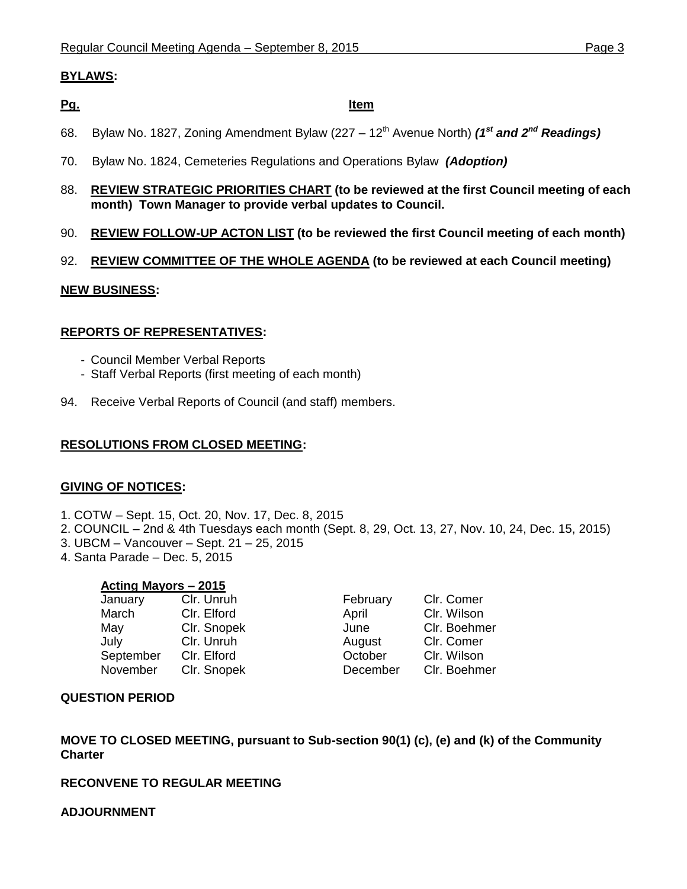**BYLAWS:**

| **Pg.** | **Item** |
|---|---|
| 68. | Bylaw No. 1827, Zoning Amendment Bylaw (227 – 12th Avenue North) ***(1st and 2nd Readings)*** |
| 70. | Bylaw No. 1824, Cemeteries Regulations and Operations Bylaw ***(Adoption)*** |
| 88. | **REVIEW STRATEGIC PRIORITIES CHART (to be reviewed at the first Council meeting of each month) Town Manager to provide verbal updates to Council.** |
| 90. | **REVIEW FOLLOW-UP ACTON LIST (to be reviewed the first Council meeting of each month)** |
| 92. | **REVIEW COMMITTEE OF THE WHOLE AGENDA (to be reviewed at each Council meeting)** |

**NEW BUSINESS:**

**REPORTS OF REPRESENTATIVES:**

- Council Member Verbal Reports
- Staff Verbal Reports (first meeting of each month)

94. Receive Verbal Reports of Council (and staff) members.

**RESOLUTIONS FROM CLOSED MEETING:**

**GIVING OF NOTICES:**

1. COTW – Sept. 15, Oct. 20, Nov. 17, Dec. 8, 2015
2. COUNCIL – 2nd & 4th Tuesdays each month (Sept. 8, 29, Oct. 13, 27, Nov. 10, 24, Dec. 15, 2015)
3. UBCM – Vancouver – Sept. 21 – 25, 2015
4. Santa Parade – Dec. 5, 2015

**Acting Mayors – 2015**

| | | | |
|---|---|---|---|
| January | Clr. Unruh | February | Clr. Comer |
| March | Clr. Elford | April | Clr. Wilson |
| May | Clr. Snopek | June | Clr. Boehmer |
| July | Clr. Unruh | August | Clr. Comer |
| September | Clr. Elford | October | Clr. Wilson |
| November | Clr. Snopek | December | Clr. Boehmer |

**QUESTION PERIOD**

**MOVE TO CLOSED MEETING, pursuant to Sub-section 90(1) (c), (e) and (k) of the Community Charter**

**RECONVENE TO REGULAR MEETING**

**ADJOURNMENT**